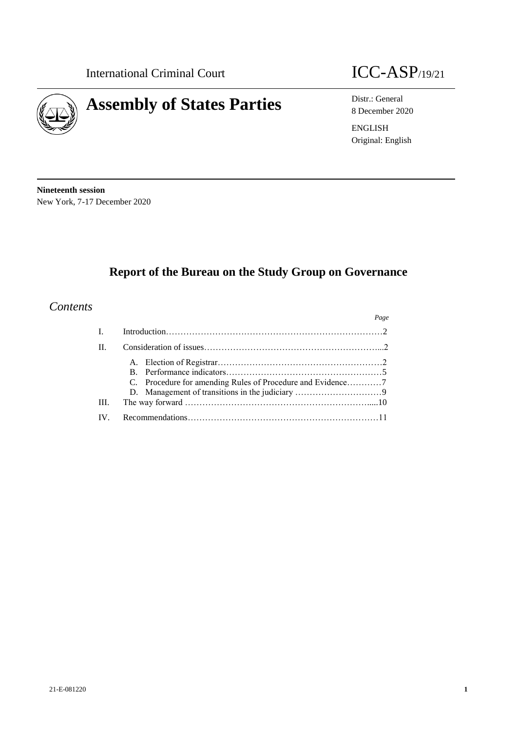International Criminal Court

# Assembly of States Parties

ICC-ASP/19/21

Distr.: General
8 December 2020

ENGLISH
Original: English

**Nineteenth session**
New York, 7-17 December 2020

## Report of the Bureau on the Study Group on Governance

### *Contents*

| | | *Page* |
|---|---|---|
| I. | Introduction | 2 |
| II. | Consideration of issues | 2 |
| | A. Election of Registrar | 2 |
| | B. Performance indicators | 5 |
| | C. Procedure for amending Rules of Procedure and Evidence | 7 |
| | D. Management of transitions in the judiciary | 9 |
| III. | The way forward | 10 |
| IV. | Recommendations | 11 |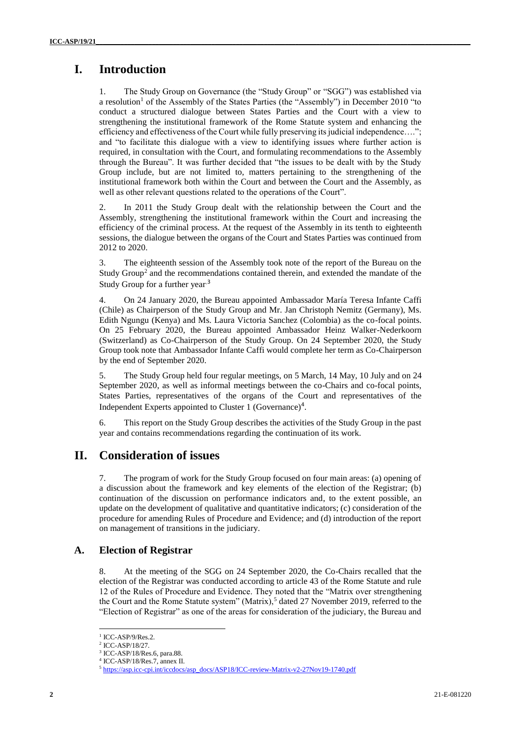# I. Introduction

1. The Study Group on Governance (the "Study Group" or "SGG") was established via a resolution[1] of the Assembly of the States Parties (the "Assembly") in December 2010 "to conduct a structured dialogue between States Parties and the Court with a view to strengthening the institutional framework of the Rome Statute system and enhancing the efficiency and effectiveness of the Court while fully preserving its judicial independence…."; and "to facilitate this dialogue with a view to identifying issues where further action is required, in consultation with the Court, and formulating recommendations to the Assembly through the Bureau". It was further decided that "the issues to be dealt with by the Study Group include, but are not limited to, matters pertaining to the strengthening of the institutional framework both within the Court and between the Court and the Assembly, as well as other relevant questions related to the operations of the Court".

2. In 2011 the Study Group dealt with the relationship between the Court and the Assembly, strengthening the institutional framework within the Court and increasing the efficiency of the criminal process. At the request of the Assembly in its tenth to eighteenth sessions, the dialogue between the organs of the Court and States Parties was continued from 2012 to 2020.

3. The eighteenth session of the Assembly took note of the report of the Bureau on the Study Group[2] and the recommendations contained therein, and extended the mandate of the Study Group for a further year.[3]

4. On 24 January 2020, the Bureau appointed Ambassador María Teresa Infante Caffi (Chile) as Chairperson of the Study Group and Mr. Jan Christoph Nemitz (Germany), Ms. Edith Ngungu (Kenya) and Ms. Laura Victoria Sanchez (Colombia) as the co-focal points. On 25 February 2020, the Bureau appointed Ambassador Heinz Walker-Nederkoorn (Switzerland) as Co-Chairperson of the Study Group. On 24 September 2020, the Study Group took note that Ambassador Infante Caffi would complete her term as Co-Chairperson by the end of September 2020.

5. The Study Group held four regular meetings, on 5 March, 14 May, 10 July and on 24 September 2020, as well as informal meetings between the co-Chairs and co-focal points, States Parties, representatives of the organs of the Court and representatives of the Independent Experts appointed to Cluster 1 (Governance)[4].

6. This report on the Study Group describes the activities of the Study Group in the past year and contains recommendations regarding the continuation of its work.

# II. Consideration of issues

7. The program of work for the Study Group focused on four main areas: (a) opening of a discussion about the framework and key elements of the election of the Registrar; (b) continuation of the discussion on performance indicators and, to the extent possible, an update on the development of qualitative and quantitative indicators; (c) consideration of the procedure for amending Rules of Procedure and Evidence; and (d) introduction of the report on management of transitions in the judiciary.

## A. Election of Registrar

8. At the meeting of the SGG on 24 September 2020, the Co-Chairs recalled that the election of the Registrar was conducted according to article 43 of the Rome Statute and rule 12 of the Rules of Procedure and Evidence. They noted that the "Matrix over strengthening the Court and the Rome Statute system" (Matrix),[5] dated 27 November 2019, referred to the "Election of Registrar" as one of the areas for consideration of the judiciary, the Bureau and

---

[1] ICC-ASP/9/Res.2.

[2] ICC-ASP/18/27.

[3] ICC-ASP/18/Res.6, para.88.

[4] ICC-ASP/18/Res.7, annex II.

[5] https://asp.icc-cpi.int/iccdocs/asp_docs/ASP18/ICC-review-Matrix-v2-27Nov19-1740.pdf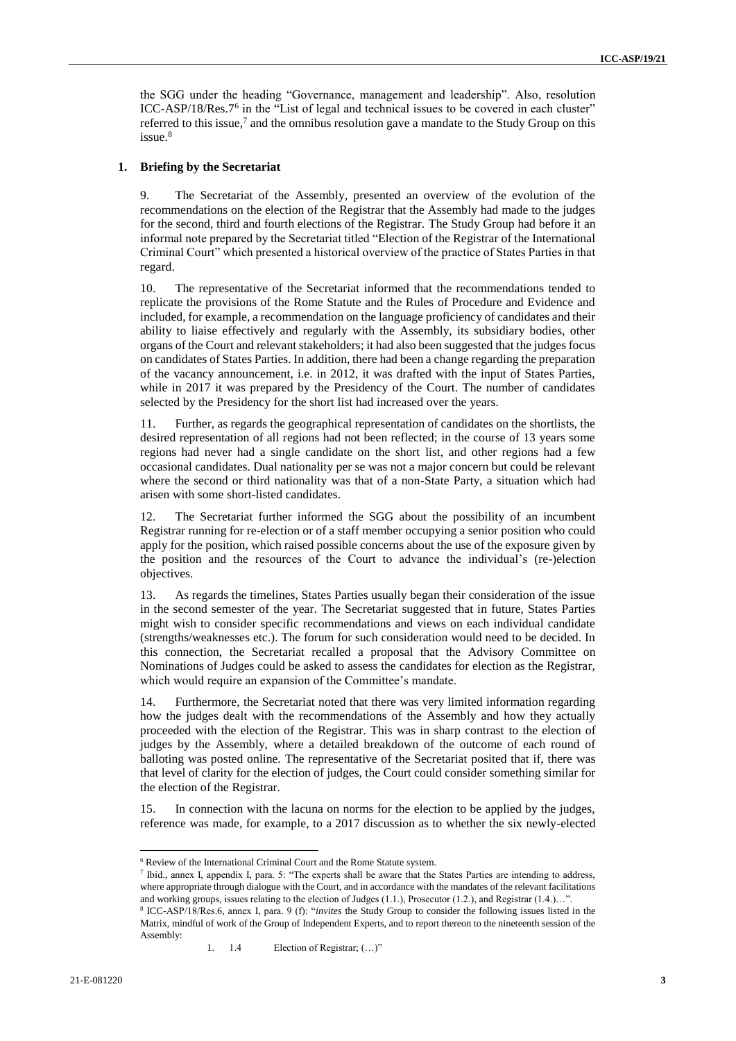the SGG under the heading "Governance, management and leadership". Also, resolution ICC-ASP/18/Res.7[6] in the "List of legal and technical issues to be covered in each cluster" referred to this issue,[7] and the omnibus resolution gave a mandate to the Study Group on this issue.[8]

### 1. Briefing by the Secretariat

9. The Secretariat of the Assembly, presented an overview of the evolution of the recommendations on the election of the Registrar that the Assembly had made to the judges for the second, third and fourth elections of the Registrar. The Study Group had before it an informal note prepared by the Secretariat titled "Election of the Registrar of the International Criminal Court" which presented a historical overview of the practice of States Parties in that regard.

10. The representative of the Secretariat informed that the recommendations tended to replicate the provisions of the Rome Statute and the Rules of Procedure and Evidence and included, for example, a recommendation on the language proficiency of candidates and their ability to liaise effectively and regularly with the Assembly, its subsidiary bodies, other organs of the Court and relevant stakeholders; it had also been suggested that the judges focus on candidates of States Parties. In addition, there had been a change regarding the preparation of the vacancy announcement, i.e. in 2012, it was drafted with the input of States Parties, while in 2017 it was prepared by the Presidency of the Court. The number of candidates selected by the Presidency for the short list had increased over the years.

11. Further, as regards the geographical representation of candidates on the shortlists, the desired representation of all regions had not been reflected; in the course of 13 years some regions had never had a single candidate on the short list, and other regions had a few occasional candidates. Dual nationality per se was not a major concern but could be relevant where the second or third nationality was that of a non-State Party, a situation which had arisen with some short-listed candidates.

12. The Secretariat further informed the SGG about the possibility of an incumbent Registrar running for re-election or of a staff member occupying a senior position who could apply for the position, which raised possible concerns about the use of the exposure given by the position and the resources of the Court to advance the individual's (re-)election objectives.

13. As regards the timelines, States Parties usually began their consideration of the issue in the second semester of the year. The Secretariat suggested that in future, States Parties might wish to consider specific recommendations and views on each individual candidate (strengths/weaknesses etc.). The forum for such consideration would need to be decided. In this connection, the Secretariat recalled a proposal that the Advisory Committee on Nominations of Judges could be asked to assess the candidates for election as the Registrar, which would require an expansion of the Committee's mandate.

14. Furthermore, the Secretariat noted that there was very limited information regarding how the judges dealt with the recommendations of the Assembly and how they actually proceeded with the election of the Registrar. This was in sharp contrast to the election of judges by the Assembly, where a detailed breakdown of the outcome of each round of balloting was posted online. The representative of the Secretariat posited that if, there was that level of clarity for the election of judges, the Court could consider something similar for the election of the Registrar.

15. In connection with the lacuna on norms for the election to be applied by the judges, reference was made, for example, to a 2017 discussion as to whether the six newly-elected

---

[6] Review of the International Criminal Court and the Rome Statute system.

[7] Ibid., annex I, appendix I, para. 5: "The experts shall be aware that the States Parties are intending to address, where appropriate through dialogue with the Court, and in accordance with the mandates of the relevant facilitations and working groups, issues relating to the election of Judges (1.1.), Prosecutor (1.2.), and Registrar (1.4.)…".

[8] ICC-ASP/18/Res.6, annex I, para. 9 (f): "*invites* the Study Group to consider the following issues listed in the Matrix, mindful of work of the Group of Independent Experts, and to report thereon to the nineteenth session of the Assembly:

1. 1.4 Election of Registrar; (…)"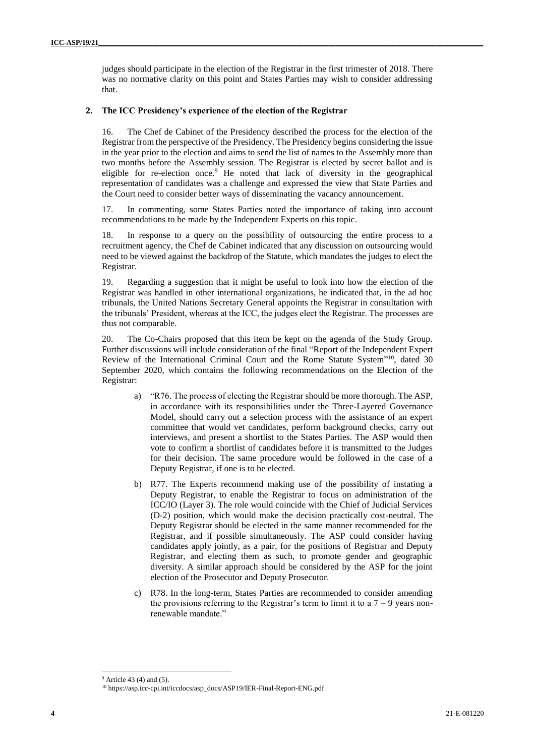judges should participate in the election of the Registrar in the first trimester of 2018. There was no normative clarity on this point and States Parties may wish to consider addressing that.

### 2. The ICC Presidency's experience of the election of the Registrar

16. The Chef de Cabinet of the Presidency described the process for the election of the Registrar from the perspective of the Presidency. The Presidency begins considering the issue in the year prior to the election and aims to send the list of names to the Assembly more than two months before the Assembly session. The Registrar is elected by secret ballot and is eligible for re-election once.[9] He noted that lack of diversity in the geographical representation of candidates was a challenge and expressed the view that State Parties and the Court need to consider better ways of disseminating the vacancy announcement.

17. In commenting, some States Parties noted the importance of taking into account recommendations to be made by the Independent Experts on this topic.

18. In response to a query on the possibility of outsourcing the entire process to a recruitment agency, the Chef de Cabinet indicated that any discussion on outsourcing would need to be viewed against the backdrop of the Statute, which mandates the judges to elect the Registrar.

19. Regarding a suggestion that it might be useful to look into how the election of the Registrar was handled in other international organizations, he indicated that, in the ad hoc tribunals, the United Nations Secretary General appoints the Registrar in consultation with the tribunals' President, whereas at the ICC, the judges elect the Registrar. The processes are thus not comparable.

20. The Co-Chairs proposed that this item be kept on the agenda of the Study Group. Further discussions will include consideration of the final "Report of the Independent Expert Review of the International Criminal Court and the Rome Statute System"[10], dated 30 September 2020, which contains the following recommendations on the Election of the Registrar:

a) "R76. The process of electing the Registrar should be more thorough. The ASP, in accordance with its responsibilities under the Three-Layered Governance Model, should carry out a selection process with the assistance of an expert committee that would vet candidates, perform background checks, carry out interviews, and present a shortlist to the States Parties. The ASP would then vote to confirm a shortlist of candidates before it is transmitted to the Judges for their decision. The same procedure would be followed in the case of a Deputy Registrar, if one is to be elected.

b) R77. The Experts recommend making use of the possibility of instating a Deputy Registrar, to enable the Registrar to focus on administration of the ICC/IO (Layer 3). The role would coincide with the Chief of Judicial Services (D-2) position, which would make the decision practically cost-neutral. The Deputy Registrar should be elected in the same manner recommended for the Registrar, and if possible simultaneously. The ASP could consider having candidates apply jointly, as a pair, for the positions of Registrar and Deputy Registrar, and electing them as such, to promote gender and geographic diversity. A similar approach should be considered by the ASP for the joint election of the Prosecutor and Deputy Prosecutor.

c) R78. In the long-term, States Parties are recommended to consider amending the provisions referring to the Registrar's term to limit it to a 7 – 9 years non-renewable mandate."

---

[9] Article 43 (4) and (5).

[10] https://asp.icc-cpi.int/iccdocs/asp_docs/ASP19/IER-Final-Report-ENG.pdf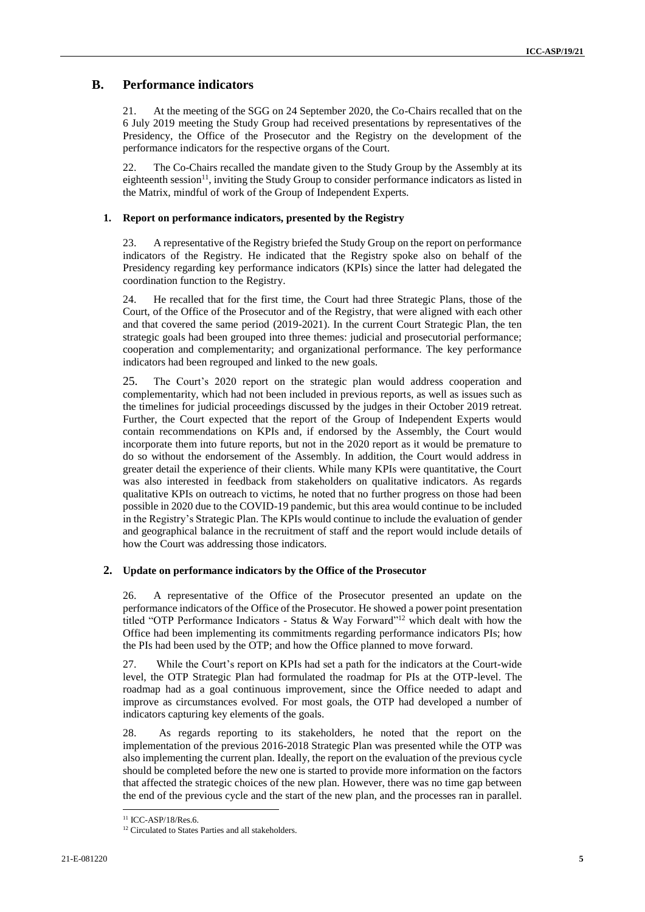## B. Performance indicators

21. At the meeting of the SGG on 24 September 2020, the Co-Chairs recalled that on the 6 July 2019 meeting the Study Group had received presentations by representatives of the Presidency, the Office of the Prosecutor and the Registry on the development of the performance indicators for the respective organs of the Court.

22. The Co-Chairs recalled the mandate given to the Study Group by the Assembly at its eighteenth session[11], inviting the Study Group to consider performance indicators as listed in the Matrix, mindful of work of the Group of Independent Experts.

### 1. Report on performance indicators, presented by the Registry

23. A representative of the Registry briefed the Study Group on the report on performance indicators of the Registry. He indicated that the Registry spoke also on behalf of the Presidency regarding key performance indicators (KPIs) since the latter had delegated the coordination function to the Registry.

24. He recalled that for the first time, the Court had three Strategic Plans, those of the Court, of the Office of the Prosecutor and of the Registry, that were aligned with each other and that covered the same period (2019-2021). In the current Court Strategic Plan, the ten strategic goals had been grouped into three themes: judicial and prosecutorial performance; cooperation and complementarity; and organizational performance. The key performance indicators had been regrouped and linked to the new goals.

25. The Court's 2020 report on the strategic plan would address cooperation and complementarity, which had not been included in previous reports, as well as issues such as the timelines for judicial proceedings discussed by the judges in their October 2019 retreat. Further, the Court expected that the report of the Group of Independent Experts would contain recommendations on KPIs and, if endorsed by the Assembly, the Court would incorporate them into future reports, but not in the 2020 report as it would be premature to do so without the endorsement of the Assembly. In addition, the Court would address in greater detail the experience of their clients. While many KPIs were quantitative, the Court was also interested in feedback from stakeholders on qualitative indicators. As regards qualitative KPIs on outreach to victims, he noted that no further progress on those had been possible in 2020 due to the COVID-19 pandemic, but this area would continue to be included in the Registry's Strategic Plan. The KPIs would continue to include the evaluation of gender and geographical balance in the recruitment of staff and the report would include details of how the Court was addressing those indicators.

### 2. Update on performance indicators by the Office of the Prosecutor

26. A representative of the Office of the Prosecutor presented an update on the performance indicators of the Office of the Prosecutor. He showed a power point presentation titled "OTP Performance Indicators - Status & Way Forward"[12] which dealt with how the Office had been implementing its commitments regarding performance indicators PIs; how the PIs had been used by the OTP; and how the Office planned to move forward.

27. While the Court's report on KPIs had set a path for the indicators at the Court-wide level, the OTP Strategic Plan had formulated the roadmap for PIs at the OTP-level. The roadmap had as a goal continuous improvement, since the Office needed to adapt and improve as circumstances evolved. For most goals, the OTP had developed a number of indicators capturing key elements of the goals.

28. As regards reporting to its stakeholders, he noted that the report on the implementation of the previous 2016-2018 Strategic Plan was presented while the OTP was also implementing the current plan. Ideally, the report on the evaluation of the previous cycle should be completed before the new one is started to provide more information on the factors that affected the strategic choices of the new plan. However, there was no time gap between the end of the previous cycle and the start of the new plan, and the processes ran in parallel.

[11] ICC-ASP/18/Res.6.

[12] Circulated to States Parties and all stakeholders.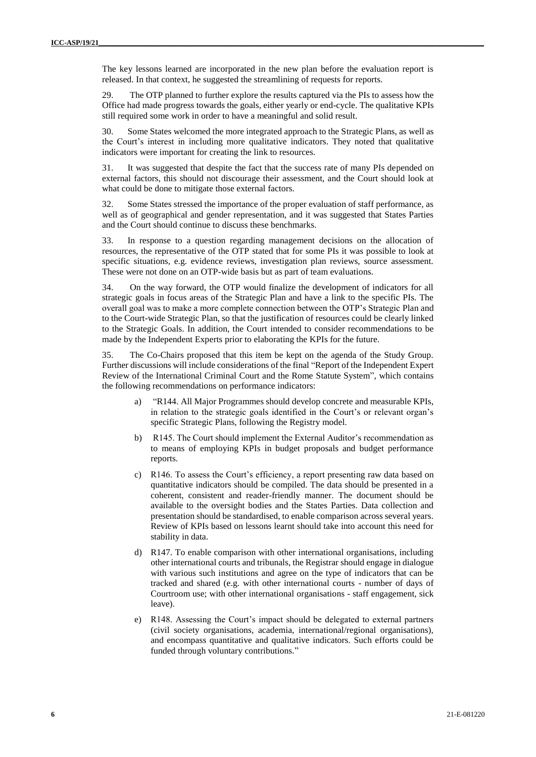The key lessons learned are incorporated in the new plan before the evaluation report is released. In that context, he suggested the streamlining of requests for reports.

29. The OTP planned to further explore the results captured via the PIs to assess how the Office had made progress towards the goals, either yearly or end-cycle. The qualitative KPIs still required some work in order to have a meaningful and solid result.

30. Some States welcomed the more integrated approach to the Strategic Plans, as well as the Court's interest in including more qualitative indicators. They noted that qualitative indicators were important for creating the link to resources.

31. It was suggested that despite the fact that the success rate of many PIs depended on external factors, this should not discourage their assessment, and the Court should look at what could be done to mitigate those external factors.

32. Some States stressed the importance of the proper evaluation of staff performance, as well as of geographical and gender representation, and it was suggested that States Parties and the Court should continue to discuss these benchmarks.

33. In response to a question regarding management decisions on the allocation of resources, the representative of the OTP stated that for some PIs it was possible to look at specific situations, e.g. evidence reviews, investigation plan reviews, source assessment. These were not done on an OTP-wide basis but as part of team evaluations.

34. On the way forward, the OTP would finalize the development of indicators for all strategic goals in focus areas of the Strategic Plan and have a link to the specific PIs. The overall goal was to make a more complete connection between the OTP's Strategic Plan and to the Court-wide Strategic Plan, so that the justification of resources could be clearly linked to the Strategic Goals. In addition, the Court intended to consider recommendations to be made by the Independent Experts prior to elaborating the KPIs for the future.

35. The Co-Chairs proposed that this item be kept on the agenda of the Study Group. Further discussions will include considerations of the final "Report of the Independent Expert Review of the International Criminal Court and the Rome Statute System", which contains the following recommendations on performance indicators:

a) "R144. All Major Programmes should develop concrete and measurable KPIs, in relation to the strategic goals identified in the Court's or relevant organ's specific Strategic Plans, following the Registry model.

b) R145. The Court should implement the External Auditor's recommendation as to means of employing KPIs in budget proposals and budget performance reports.

c) R146. To assess the Court's efficiency, a report presenting raw data based on quantitative indicators should be compiled. The data should be presented in a coherent, consistent and reader-friendly manner. The document should be available to the oversight bodies and the States Parties. Data collection and presentation should be standardised, to enable comparison across several years. Review of KPIs based on lessons learnt should take into account this need for stability in data.

d) R147. To enable comparison with other international organisations, including other international courts and tribunals, the Registrar should engage in dialogue with various such institutions and agree on the type of indicators that can be tracked and shared (e.g. with other international courts - number of days of Courtroom use; with other international organisations - staff engagement, sick leave).

e) R148. Assessing the Court's impact should be delegated to external partners (civil society organisations, academia, international/regional organisations), and encompass quantitative and qualitative indicators. Such efforts could be funded through voluntary contributions."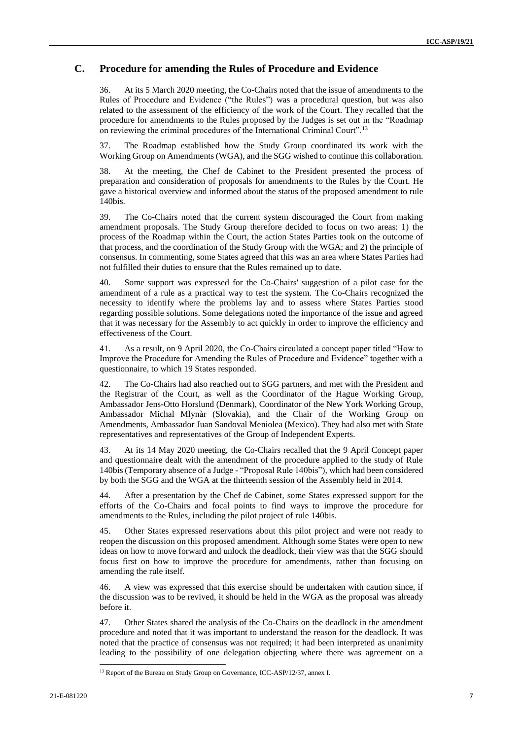## C. Procedure for amending the Rules of Procedure and Evidence

36. At its 5 March 2020 meeting, the Co-Chairs noted that the issue of amendments to the Rules of Procedure and Evidence ("the Rules") was a procedural question, but was also related to the assessment of the efficiency of the work of the Court. They recalled that the procedure for amendments to the Rules proposed by the Judges is set out in the "Roadmap on reviewing the criminal procedures of the International Criminal Court".[13]

37. The Roadmap established how the Study Group coordinated its work with the Working Group on Amendments (WGA), and the SGG wished to continue this collaboration.

38. At the meeting, the Chef de Cabinet to the President presented the process of preparation and consideration of proposals for amendments to the Rules by the Court. He gave a historical overview and informed about the status of the proposed amendment to rule 140bis.

39. The Co-Chairs noted that the current system discouraged the Court from making amendment proposals. The Study Group therefore decided to focus on two areas: 1) the process of the Roadmap within the Court, the action States Parties took on the outcome of that process, and the coordination of the Study Group with the WGA; and 2) the principle of consensus. In commenting, some States agreed that this was an area where States Parties had not fulfilled their duties to ensure that the Rules remained up to date.

40. Some support was expressed for the Co-Chairs' suggestion of a pilot case for the amendment of a rule as a practical way to test the system. The Co-Chairs recognized the necessity to identify where the problems lay and to assess where States Parties stood regarding possible solutions. Some delegations noted the importance of the issue and agreed that it was necessary for the Assembly to act quickly in order to improve the efficiency and effectiveness of the Court.

41. As a result, on 9 April 2020, the Co-Chairs circulated a concept paper titled "How to Improve the Procedure for Amending the Rules of Procedure and Evidence" together with a questionnaire, to which 19 States responded.

42. The Co-Chairs had also reached out to SGG partners, and met with the President and the Registrar of the Court, as well as the Coordinator of the Hague Working Group, Ambassador Jens-Otto Horslund (Denmark), Coordinator of the New York Working Group, Ambassador Michal Mlynàr (Slovakia), and the Chair of the Working Group on Amendments, Ambassador Juan Sandoval Meniolea (Mexico). They had also met with State representatives and representatives of the Group of Independent Experts.

43. At its 14 May 2020 meeting, the Co-Chairs recalled that the 9 April Concept paper and questionnaire dealt with the amendment of the procedure applied to the study of Rule 140bis (Temporary absence of a Judge - "Proposal Rule 140bis"), which had been considered by both the SGG and the WGA at the thirteenth session of the Assembly held in 2014.

44. After a presentation by the Chef de Cabinet, some States expressed support for the efforts of the Co-Chairs and focal points to find ways to improve the procedure for amendments to the Rules, including the pilot project of rule 140bis.

45. Other States expressed reservations about this pilot project and were not ready to reopen the discussion on this proposed amendment. Although some States were open to new ideas on how to move forward and unlock the deadlock, their view was that the SGG should focus first on how to improve the procedure for amendments, rather than focusing on amending the rule itself.

46. A view was expressed that this exercise should be undertaken with caution since, if the discussion was to be revived, it should be held in the WGA as the proposal was already before it.

47. Other States shared the analysis of the Co-Chairs on the deadlock in the amendment procedure and noted that it was important to understand the reason for the deadlock. It was noted that the practice of consensus was not required; it had been interpreted as unanimity leading to the possibility of one delegation objecting where there was agreement on a

[13] Report of the Bureau on Study Group on Governance, ICC-ASP/12/37, annex I.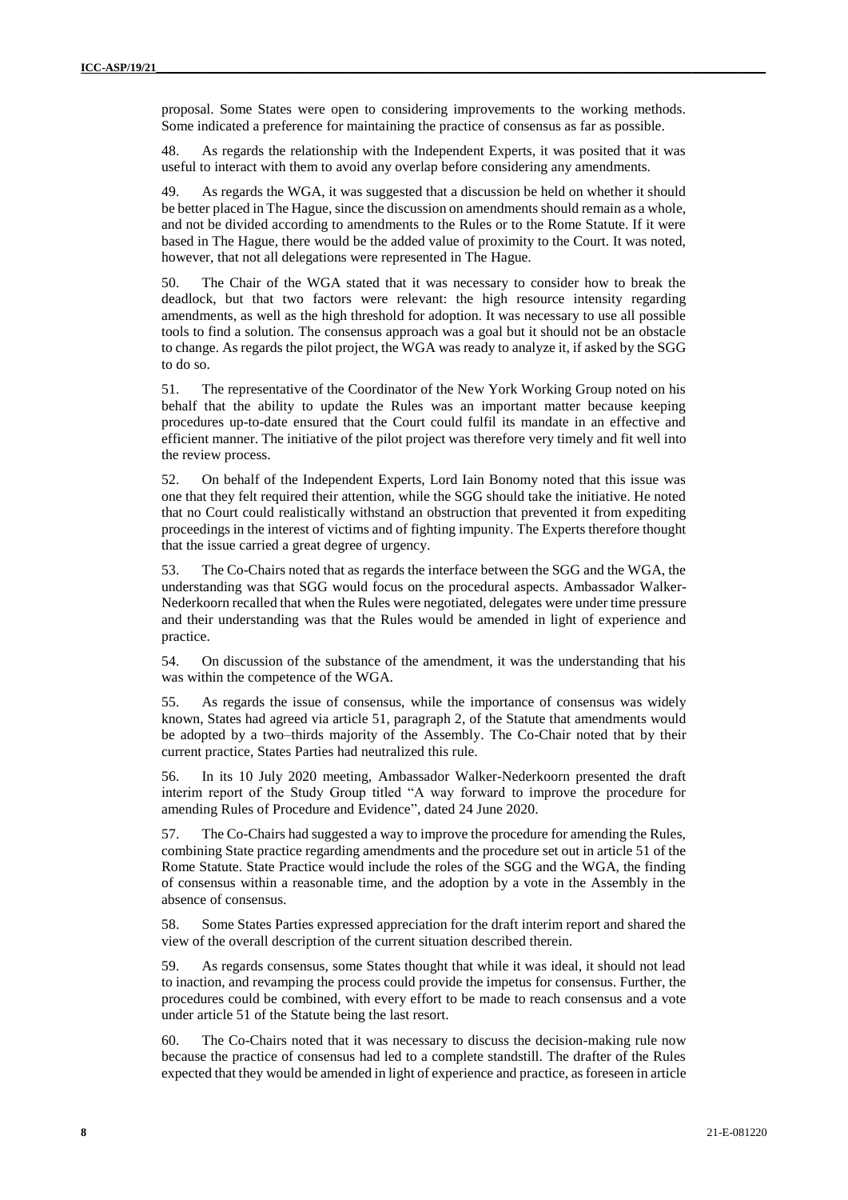proposal. Some States were open to considering improvements to the working methods. Some indicated a preference for maintaining the practice of consensus as far as possible.

48. As regards the relationship with the Independent Experts, it was posited that it was useful to interact with them to avoid any overlap before considering any amendments.

49. As regards the WGA, it was suggested that a discussion be held on whether it should be better placed in The Hague, since the discussion on amendments should remain as a whole, and not be divided according to amendments to the Rules or to the Rome Statute. If it were based in The Hague, there would be the added value of proximity to the Court. It was noted, however, that not all delegations were represented in The Hague.

50. The Chair of the WGA stated that it was necessary to consider how to break the deadlock, but that two factors were relevant: the high resource intensity regarding amendments, as well as the high threshold for adoption. It was necessary to use all possible tools to find a solution. The consensus approach was a goal but it should not be an obstacle to change. As regards the pilot project, the WGA was ready to analyze it, if asked by the SGG to do so.

51. The representative of the Coordinator of the New York Working Group noted on his behalf that the ability to update the Rules was an important matter because keeping procedures up-to-date ensured that the Court could fulfil its mandate in an effective and efficient manner. The initiative of the pilot project was therefore very timely and fit well into the review process.

52. On behalf of the Independent Experts, Lord Iain Bonomy noted that this issue was one that they felt required their attention, while the SGG should take the initiative. He noted that no Court could realistically withstand an obstruction that prevented it from expediting proceedings in the interest of victims and of fighting impunity. The Experts therefore thought that the issue carried a great degree of urgency.

53. The Co-Chairs noted that as regards the interface between the SGG and the WGA, the understanding was that SGG would focus on the procedural aspects. Ambassador Walker-Nederkoorn recalled that when the Rules were negotiated, delegates were under time pressure and their understanding was that the Rules would be amended in light of experience and practice.

54. On discussion of the substance of the amendment, it was the understanding that his was within the competence of the WGA.

55. As regards the issue of consensus, while the importance of consensus was widely known, States had agreed via article 51, paragraph 2, of the Statute that amendments would be adopted by a two–thirds majority of the Assembly. The Co-Chair noted that by their current practice, States Parties had neutralized this rule.

56. In its 10 July 2020 meeting, Ambassador Walker-Nederkoorn presented the draft interim report of the Study Group titled "A way forward to improve the procedure for amending Rules of Procedure and Evidence", dated 24 June 2020.

57. The Co-Chairs had suggested a way to improve the procedure for amending the Rules, combining State practice regarding amendments and the procedure set out in article 51 of the Rome Statute. State Practice would include the roles of the SGG and the WGA, the finding of consensus within a reasonable time, and the adoption by a vote in the Assembly in the absence of consensus.

58. Some States Parties expressed appreciation for the draft interim report and shared the view of the overall description of the current situation described therein.

59. As regards consensus, some States thought that while it was ideal, it should not lead to inaction, and revamping the process could provide the impetus for consensus. Further, the procedures could be combined, with every effort to be made to reach consensus and a vote under article 51 of the Statute being the last resort.

60. The Co-Chairs noted that it was necessary to discuss the decision-making rule now because the practice of consensus had led to a complete standstill. The drafter of the Rules expected that they would be amended in light of experience and practice, as foreseen in article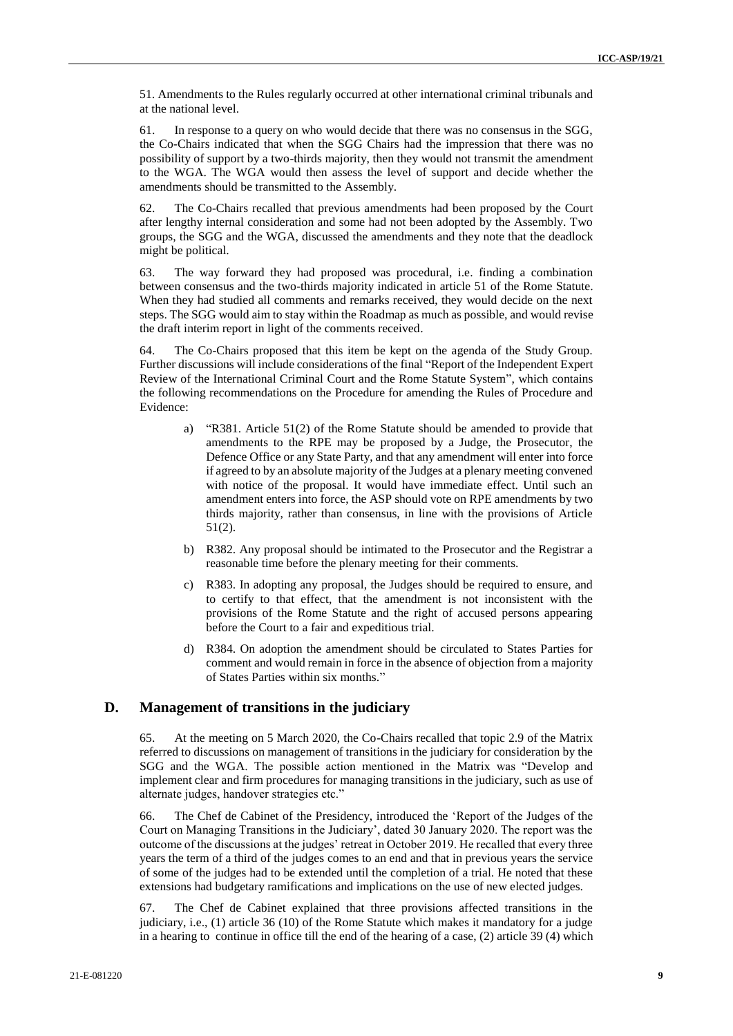51. Amendments to the Rules regularly occurred at other international criminal tribunals and at the national level.

61. In response to a query on who would decide that there was no consensus in the SGG, the Co-Chairs indicated that when the SGG Chairs had the impression that there was no possibility of support by a two-thirds majority, then they would not transmit the amendment to the WGA. The WGA would then assess the level of support and decide whether the amendments should be transmitted to the Assembly.

62. The Co-Chairs recalled that previous amendments had been proposed by the Court after lengthy internal consideration and some had not been adopted by the Assembly. Two groups, the SGG and the WGA, discussed the amendments and they note that the deadlock might be political.

63. The way forward they had proposed was procedural, i.e. finding a combination between consensus and the two-thirds majority indicated in article 51 of the Rome Statute. When they had studied all comments and remarks received, they would decide on the next steps. The SGG would aim to stay within the Roadmap as much as possible, and would revise the draft interim report in light of the comments received.

64. The Co-Chairs proposed that this item be kept on the agenda of the Study Group. Further discussions will include considerations of the final "Report of the Independent Expert Review of the International Criminal Court and the Rome Statute System", which contains the following recommendations on the Procedure for amending the Rules of Procedure and Evidence:

a) "R381. Article 51(2) of the Rome Statute should be amended to provide that amendments to the RPE may be proposed by a Judge, the Prosecutor, the Defence Office or any State Party, and that any amendment will enter into force if agreed to by an absolute majority of the Judges at a plenary meeting convened with notice of the proposal. It would have immediate effect. Until such an amendment enters into force, the ASP should vote on RPE amendments by two thirds majority, rather than consensus, in line with the provisions of Article 51(2).

b) R382. Any proposal should be intimated to the Prosecutor and the Registrar a reasonable time before the plenary meeting for their comments.

c) R383. In adopting any proposal, the Judges should be required to ensure, and to certify to that effect, that the amendment is not inconsistent with the provisions of the Rome Statute and the right of accused persons appearing before the Court to a fair and expeditious trial.

d) R384. On adoption the amendment should be circulated to States Parties for comment and would remain in force in the absence of objection from a majority of States Parties within six months."

## D. Management of transitions in the judiciary

65. At the meeting on 5 March 2020, the Co-Chairs recalled that topic 2.9 of the Matrix referred to discussions on management of transitions in the judiciary for consideration by the SGG and the WGA. The possible action mentioned in the Matrix was "Develop and implement clear and firm procedures for managing transitions in the judiciary, such as use of alternate judges, handover strategies etc."

66. The Chef de Cabinet of the Presidency, introduced the 'Report of the Judges of the Court on Managing Transitions in the Judiciary', dated 30 January 2020. The report was the outcome of the discussions at the judges' retreat in October 2019. He recalled that every three years the term of a third of the judges comes to an end and that in previous years the service of some of the judges had to be extended until the completion of a trial. He noted that these extensions had budgetary ramifications and implications on the use of new elected judges.

67. The Chef de Cabinet explained that three provisions affected transitions in the judiciary, i.e., (1) article 36 (10) of the Rome Statute which makes it mandatory for a judge in a hearing to continue in office till the end of the hearing of a case, (2) article 39 (4) which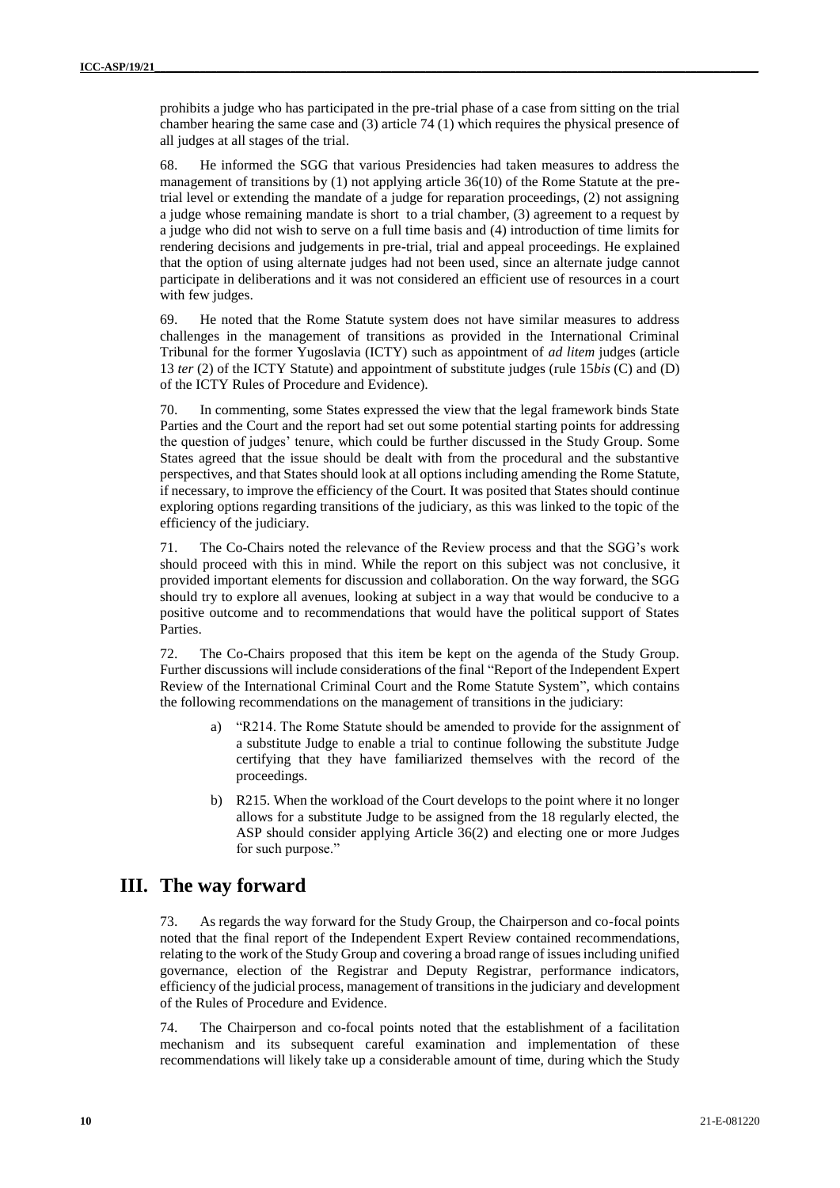prohibits a judge who has participated in the pre-trial phase of a case from sitting on the trial chamber hearing the same case and (3) article 74 (1) which requires the physical presence of all judges at all stages of the trial.

68. He informed the SGG that various Presidencies had taken measures to address the management of transitions by (1) not applying article 36(10) of the Rome Statute at the pre-trial level or extending the mandate of a judge for reparation proceedings, (2) not assigning a judge whose remaining mandate is short to a trial chamber, (3) agreement to a request by a judge who did not wish to serve on a full time basis and (4) introduction of time limits for rendering decisions and judgements in pre-trial, trial and appeal proceedings. He explained that the option of using alternate judges had not been used, since an alternate judge cannot participate in deliberations and it was not considered an efficient use of resources in a court with few judges.

69. He noted that the Rome Statute system does not have similar measures to address challenges in the management of transitions as provided in the International Criminal Tribunal for the former Yugoslavia (ICTY) such as appointment of *ad litem* judges (article 13 *ter* (2) of the ICTY Statute) and appointment of substitute judges (rule 15*bis* (C) and (D) of the ICTY Rules of Procedure and Evidence).

70. In commenting, some States expressed the view that the legal framework binds State Parties and the Court and the report had set out some potential starting points for addressing the question of judges' tenure, which could be further discussed in the Study Group. Some States agreed that the issue should be dealt with from the procedural and the substantive perspectives, and that States should look at all options including amending the Rome Statute, if necessary, to improve the efficiency of the Court. It was posited that States should continue exploring options regarding transitions of the judiciary, as this was linked to the topic of the efficiency of the judiciary.

71. The Co-Chairs noted the relevance of the Review process and that the SGG's work should proceed with this in mind. While the report on this subject was not conclusive, it provided important elements for discussion and collaboration. On the way forward, the SGG should try to explore all avenues, looking at subject in a way that would be conducive to a positive outcome and to recommendations that would have the political support of States Parties.

72. The Co-Chairs proposed that this item be kept on the agenda of the Study Group. Further discussions will include considerations of the final "Report of the Independent Expert Review of the International Criminal Court and the Rome Statute System", which contains the following recommendations on the management of transitions in the judiciary:

a) "R214. The Rome Statute should be amended to provide for the assignment of a substitute Judge to enable a trial to continue following the substitute Judge certifying that they have familiarized themselves with the record of the proceedings.

b) R215. When the workload of the Court develops to the point where it no longer allows for a substitute Judge to be assigned from the 18 regularly elected, the ASP should consider applying Article 36(2) and electing one or more Judges for such purpose."

# III. The way forward

73. As regards the way forward for the Study Group, the Chairperson and co-focal points noted that the final report of the Independent Expert Review contained recommendations, relating to the work of the Study Group and covering a broad range of issues including unified governance, election of the Registrar and Deputy Registrar, performance indicators, efficiency of the judicial process, management of transitions in the judiciary and development of the Rules of Procedure and Evidence.

74. The Chairperson and co-focal points noted that the establishment of a facilitation mechanism and its subsequent careful examination and implementation of these recommendations will likely take up a considerable amount of time, during which the Study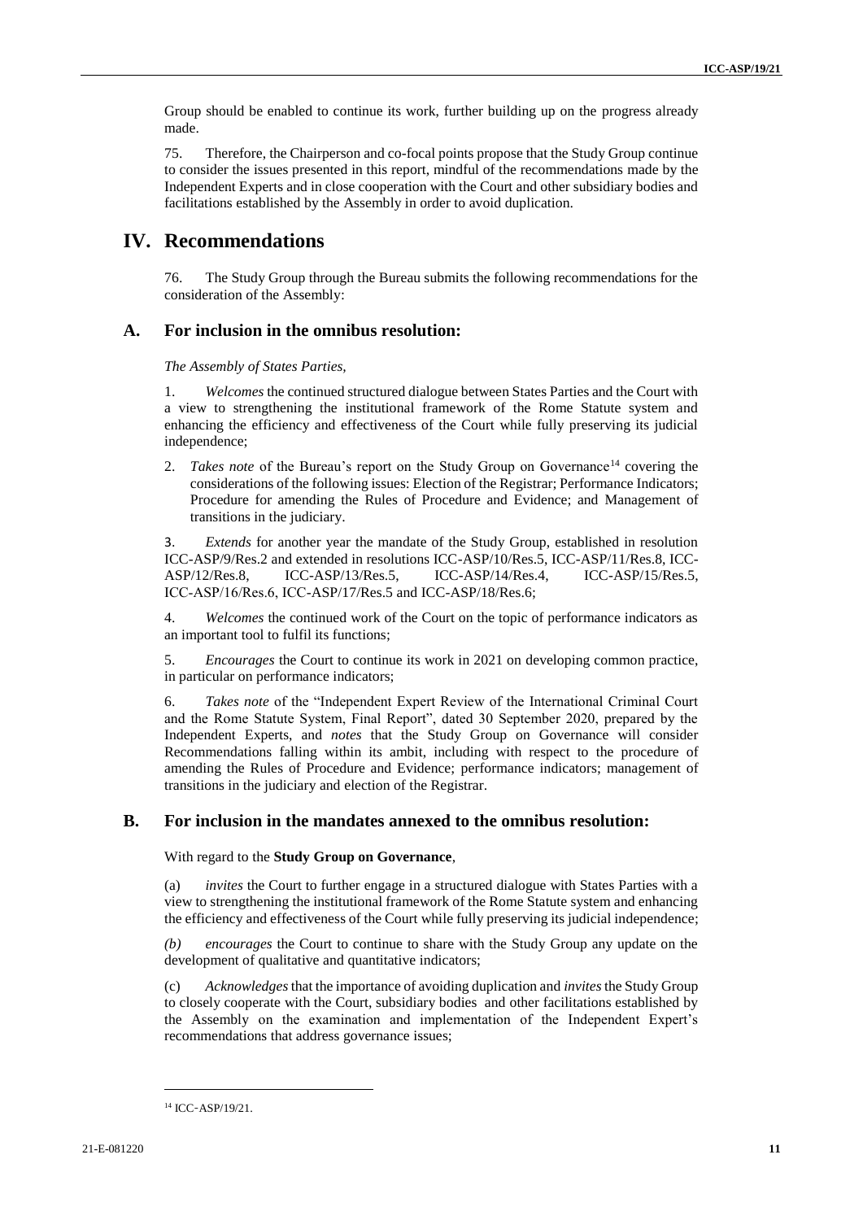Group should be enabled to continue its work, further building up on the progress already made.

75. Therefore, the Chairperson and co-focal points propose that the Study Group continue to consider the issues presented in this report, mindful of the recommendations made by the Independent Experts and in close cooperation with the Court and other subsidiary bodies and facilitations established by the Assembly in order to avoid duplication.

# IV. Recommendations

76. The Study Group through the Bureau submits the following recommendations for the consideration of the Assembly:

## A. For inclusion in the omnibus resolution:

*The Assembly of States Parties,*

1. *Welcomes* the continued structured dialogue between States Parties and the Court with a view to strengthening the institutional framework of the Rome Statute system and enhancing the efficiency and effectiveness of the Court while fully preserving its judicial independence;

2. *Takes note* of the Bureau's report on the Study Group on Governance[14] covering the considerations of the following issues: Election of the Registrar; Performance Indicators; Procedure for amending the Rules of Procedure and Evidence; and Management of transitions in the judiciary.

3. *Extends* for another year the mandate of the Study Group, established in resolution ICC-ASP/9/Res.2 and extended in resolutions ICC-ASP/10/Res.5, ICC-ASP/11/Res.8, ICC-ASP/12/Res.8, ICC-ASP/13/Res.5, ICC-ASP/14/Res.4, ICC-ASP/15/Res.5, ICC-ASP/16/Res.6, ICC-ASP/17/Res.5 and ICC-ASP/18/Res.6;

4. *Welcomes* the continued work of the Court on the topic of performance indicators as an important tool to fulfil its functions;

5. *Encourages* the Court to continue its work in 2021 on developing common practice, in particular on performance indicators;

6. *Takes note* of the "Independent Expert Review of the International Criminal Court and the Rome Statute System, Final Report", dated 30 September 2020, prepared by the Independent Experts, and *notes* that the Study Group on Governance will consider Recommendations falling within its ambit, including with respect to the procedure of amending the Rules of Procedure and Evidence; performance indicators; management of transitions in the judiciary and election of the Registrar.

## B. For inclusion in the mandates annexed to the omnibus resolution:

With regard to the **Study Group on Governance**,

(a) *invites* the Court to further engage in a structured dialogue with States Parties with a view to strengthening the institutional framework of the Rome Statute system and enhancing the efficiency and effectiveness of the Court while fully preserving its judicial independence;

*(b) encourages* the Court to continue to share with the Study Group any update on the development of qualitative and quantitative indicators;

(c) *Acknowledges* that the importance of avoiding duplication and *invites* the Study Group to closely cooperate with the Court, subsidiary bodies and other facilitations established by the Assembly on the examination and implementation of the Independent Expert's recommendations that address governance issues;

[14] ICC-ASP/19/21.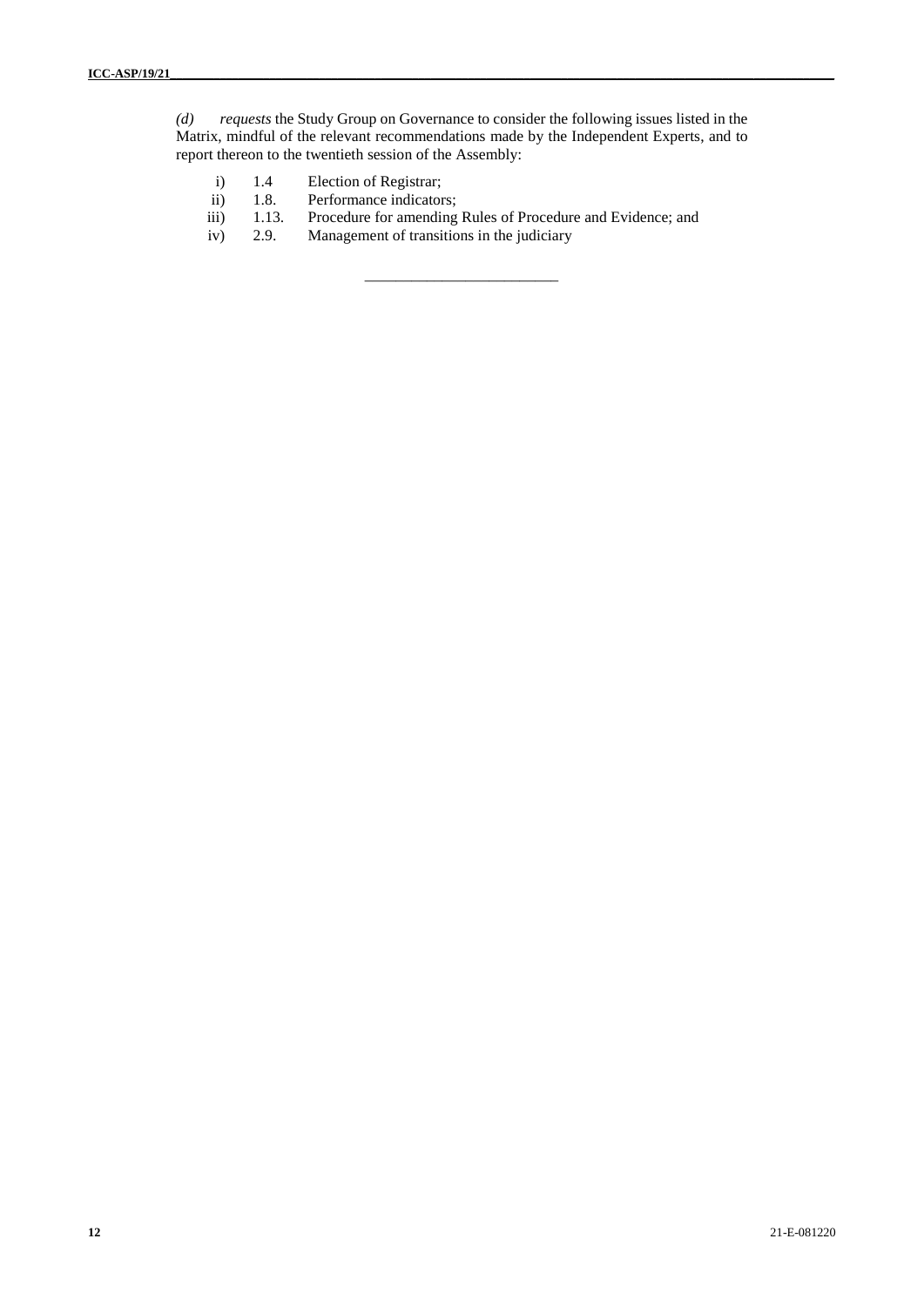*(d)* *requests* the Study Group on Governance to consider the following issues listed in the Matrix, mindful of the relevant recommendations made by the Independent Experts, and to report thereon to the twentieth session of the Assembly:

i) 1.4 Election of Registrar;

ii) 1.8. Performance indicators;

iii) 1.13. Procedure for amending Rules of Procedure and Evidence; and

iv) 2.9. Management of transitions in the judiciary

\_\_\_\_\_\_\_\_\_\_\_\_\_\_\_\_\_\_\_\_